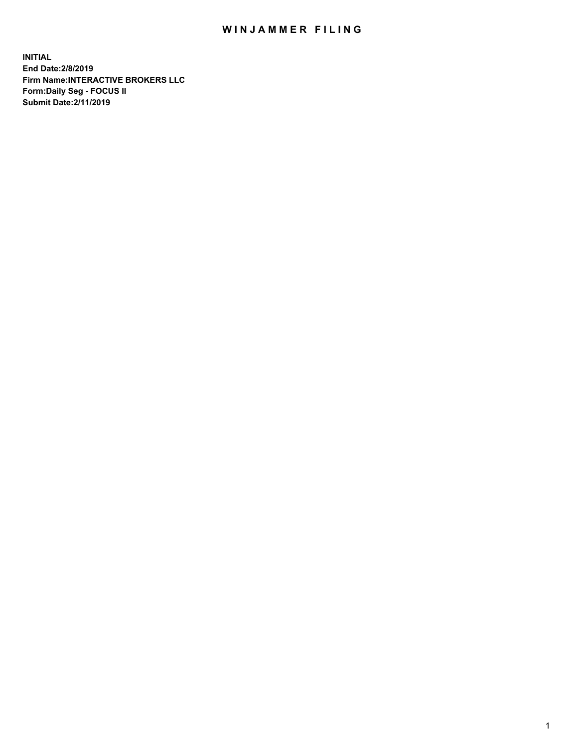# WINJAMMER FILING

**INITIAL**
**End Date:2/8/2019**
**Firm Name:INTERACTIVE BROKERS LLC**
**Form:Daily Seg - FOCUS II**
**Submit Date:2/11/2019**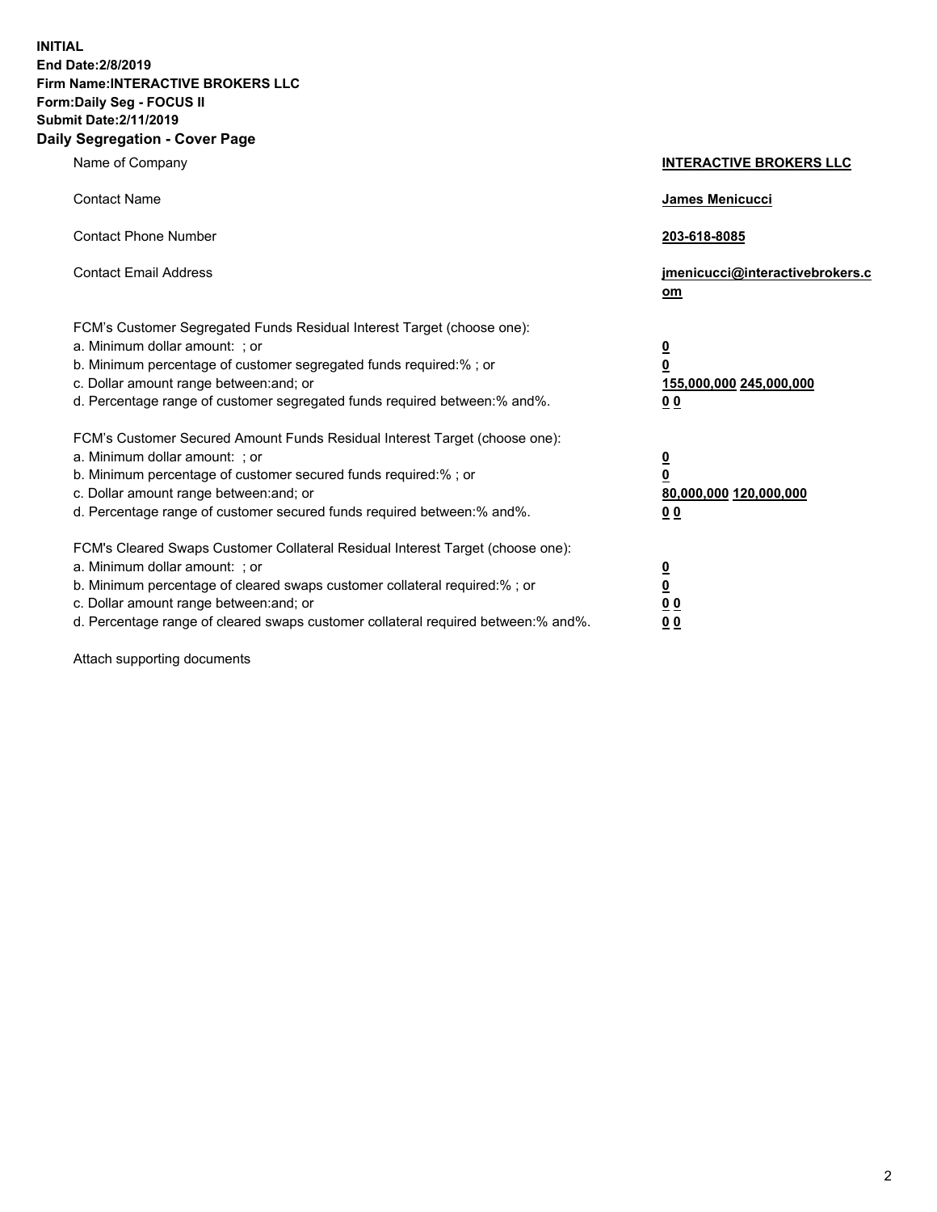**INITIAL**
**End Date:2/8/2019**
**Firm Name:INTERACTIVE BROKERS LLC**
**Form:Daily Seg - FOCUS II**
**Submit Date:2/11/2019**
**Daily Segregation - Cover Page**

| | |
|---|---|
| Name of Company | **INTERACTIVE BROKERS LLC** |
| Contact Name | **James Menicucci** |
| Contact Phone Number | **203-618-8085** |
| Contact Email Address | **jmenicucci@interactivebrokers.com** |
| FCM's Customer Segregated Funds Residual Interest Target (choose one): | |
| a. Minimum dollar amount: ; or | **0** |
| b. Minimum percentage of customer segregated funds required:% ; or | **0** |
| c. Dollar amount range between:and; or | **155,000,000 245,000,000** |
| d. Percentage range of customer segregated funds required between:% and%. | **0 0** |
| FCM's Customer Secured Amount Funds Residual Interest Target (choose one): | |
| a. Minimum dollar amount: ; or | **0** |
| b. Minimum percentage of customer secured funds required:% ; or | **0** |
| c. Dollar amount range between:and; or | **80,000,000 120,000,000** |
| d. Percentage range of customer secured funds required between:% and%. | **0 0** |
| FCM's Cleared Swaps Customer Collateral Residual Interest Target (choose one): | |
| a. Minimum dollar amount: ; or | **0** |
| b. Minimum percentage of cleared swaps customer collateral required:% ; or | **0** |
| c. Dollar amount range between:and; or | **0 0** |
| d. Percentage range of cleared swaps customer collateral required between:% and%. | **0 0** |

Attach supporting documents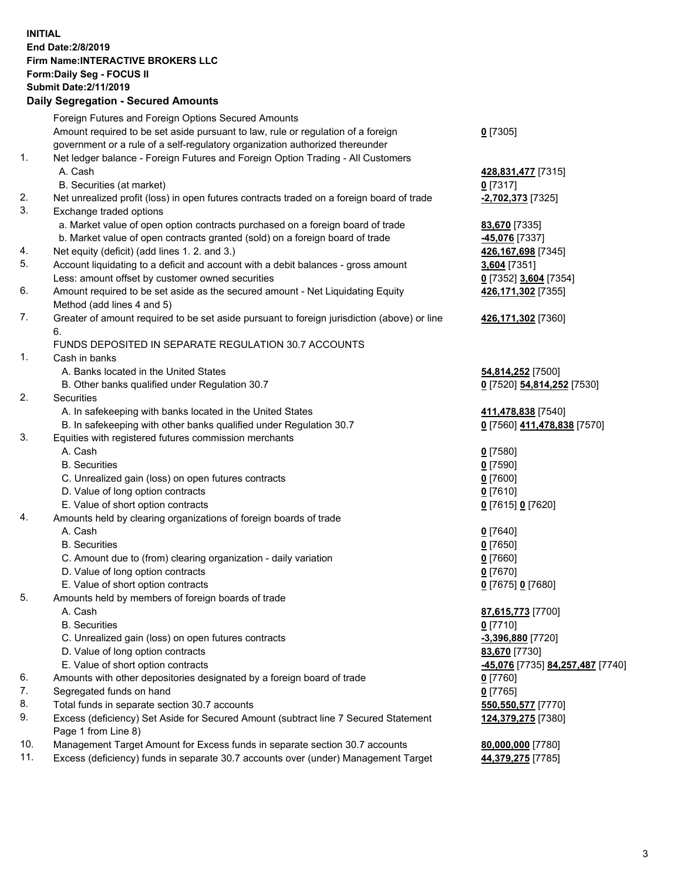**INITIAL**
**End Date:2/8/2019**
**Firm Name:INTERACTIVE BROKERS LLC**
**Form:Daily Seg - FOCUS II**
**Submit Date:2/11/2019**

## Daily Segregation - Secured Amounts

| | | |
|---|---|---|
| | Foreign Futures and Foreign Options Secured Amounts | |
| | Amount required to be set aside pursuant to law, rule or regulation of a foreign government or a rule of a self-regulatory organization authorized thereunder | **0** [7305] |
| 1. | Net ledger balance - Foreign Futures and Foreign Option Trading - All Customers | |
| | A. Cash | **428,831,477** [7315] |
| | B. Securities (at market) | **0** [7317] |
| 2. | Net unrealized profit (loss) in open futures contracts traded on a foreign board of trade | **-2,702,373** [7325] |
| 3. | Exchange traded options | |
| | a. Market value of open option contracts purchased on a foreign board of trade | **83,670** [7335] |
| | b. Market value of open contracts granted (sold) on a foreign board of trade | **-45,076** [7337] |
| 4. | Net equity (deficit) (add lines 1. 2. and 3.) | **426,167,698** [7345] |
| 5. | Account liquidating to a deficit and account with a debit balances - gross amount | **3,604** [7351] |
| | Less: amount offset by customer owned securities | **0** [7352] **3,604** [7354] |
| 6. | Amount required to be set aside as the secured amount - Net Liquidating Equity Method (add lines 4 and 5) | **426,171,302** [7355] |
| 7. | Greater of amount required to be set aside pursuant to foreign jurisdiction (above) or line 6. | **426,171,302** [7360] |
| | FUNDS DEPOSITED IN SEPARATE REGULATION 30.7 ACCOUNTS | |
| 1. | Cash in banks | |
| | A. Banks located in the United States | **54,814,252** [7500] |
| | B. Other banks qualified under Regulation 30.7 | **0** [7520] **54,814,252** [7530] |
| 2. | Securities | |
| | A. In safekeeping with banks located in the United States | **411,478,838** [7540] |
| | B. In safekeeping with other banks qualified under Regulation 30.7 | **0** [7560] **411,478,838** [7570] |
| 3. | Equities with registered futures commission merchants | |
| | A. Cash | **0** [7580] |
| | B. Securities | **0** [7590] |
| | C. Unrealized gain (loss) on open futures contracts | **0** [7600] |
| | D. Value of long option contracts | **0** [7610] |
| | E. Value of short option contracts | **0** [7615] **0** [7620] |
| 4. | Amounts held by clearing organizations of foreign boards of trade | |
| | A. Cash | **0** [7640] |
| | B. Securities | **0** [7650] |
| | C. Amount due to (from) clearing organization - daily variation | **0** [7660] |
| | D. Value of long option contracts | **0** [7670] |
| | E. Value of short option contracts | **0** [7675] **0** [7680] |
| 5. | Amounts held by members of foreign boards of trade | |
| | A. Cash | **87,615,773** [7700] |
| | B. Securities | **0** [7710] |
| | C. Unrealized gain (loss) on open futures contracts | **-3,396,880** [7720] |
| | D. Value of long option contracts | **83,670** [7730] |
| | E. Value of short option contracts | **-45,076** [7735] **84,257,487** [7740] |
| 6. | Amounts with other depositories designated by a foreign board of trade | **0** [7760] |
| 7. | Segregated funds on hand | **0** [7765] |
| 8. | Total funds in separate section 30.7 accounts | **550,550,577** [7770] |
| 9. | Excess (deficiency) Set Aside for Secured Amount (subtract line 7 Secured Statement Page 1 from Line 8) | **124,379,275** [7380] |
| 10. | Management Target Amount for Excess funds in separate section 30.7 accounts | **80,000,000** [7780] |
| 11. | Excess (deficiency) funds in separate 30.7 accounts over (under) Management Target | **44,379,275** [7785] |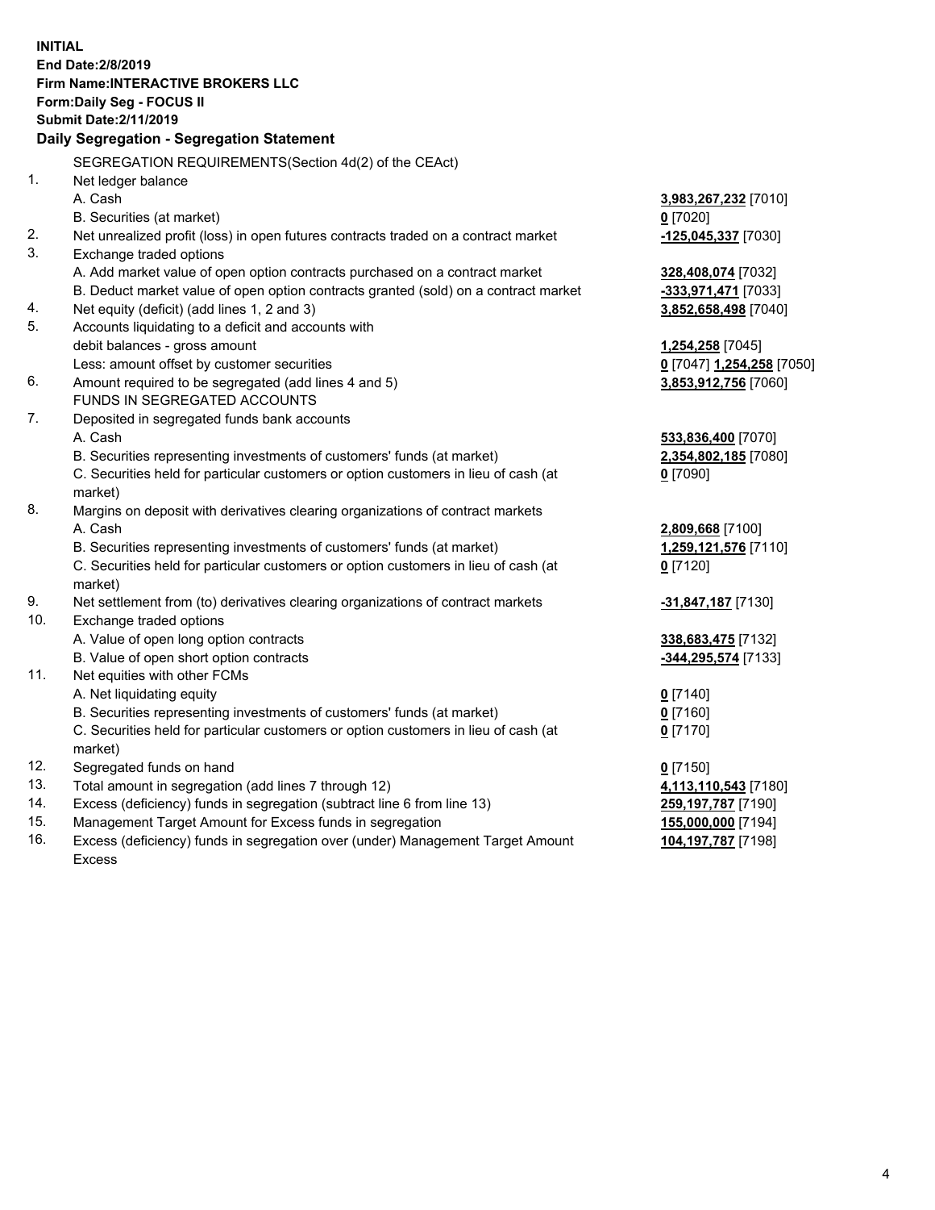**INITIAL**
**End Date:2/8/2019**
**Firm Name:INTERACTIVE BROKERS LLC**
**Form:Daily Seg - FOCUS II**
**Submit Date:2/11/2019**

### Daily Segregation - Segregation Statement

SEGREGATION REQUIREMENTS(Section 4d(2) of the CEAct)

| | | |
|---|---|---|
| 1. | Net ledger balance | |
| | A. Cash | **3,983,267,232** [7010] |
| | B. Securities (at market) | **0** [7020] |
| 2. | Net unrealized profit (loss) in open futures contracts traded on a contract market | **-125,045,337** [7030] |
| 3. | Exchange traded options | |
| | A. Add market value of open option contracts purchased on a contract market | **328,408,074** [7032] |
| | B. Deduct market value of open option contracts granted (sold) on a contract market | **-333,971,471** [7033] |
| 4. | Net equity (deficit) (add lines 1, 2 and 3) | **3,852,658,498** [7040] |
| 5. | Accounts liquidating to a deficit and accounts with | |
| | debit balances - gross amount | **1,254,258** [7045] |
| | Less: amount offset by customer securities | **0** [7047] **1,254,258** [7050] |
| 6. | Amount required to be segregated (add lines 4 and 5) | **3,853,912,756** [7060] |
| | FUNDS IN SEGREGATED ACCOUNTS | |
| 7. | Deposited in segregated funds bank accounts | |
| | A. Cash | **533,836,400** [7070] |
| | B. Securities representing investments of customers' funds (at market) | **2,354,802,185** [7080] |
| | C. Securities held for particular customers or option customers in lieu of cash (at market) | **0** [7090] |
| 8. | Margins on deposit with derivatives clearing organizations of contract markets | |
| | A. Cash | **2,809,668** [7100] |
| | B. Securities representing investments of customers' funds (at market) | **1,259,121,576** [7110] |
| | C. Securities held for particular customers or option customers in lieu of cash (at market) | **0** [7120] |
| 9. | Net settlement from (to) derivatives clearing organizations of contract markets | **-31,847,187** [7130] |
| 10. | Exchange traded options | |
| | A. Value of open long option contracts | **338,683,475** [7132] |
| | B. Value of open short option contracts | **-344,295,574** [7133] |
| 11. | Net equities with other FCMs | |
| | A. Net liquidating equity | **0** [7140] |
| | B. Securities representing investments of customers' funds (at market) | **0** [7160] |
| | C. Securities held for particular customers or option customers in lieu of cash (at market) | **0** [7170] |
| 12. | Segregated funds on hand | **0** [7150] |
| 13. | Total amount in segregation (add lines 7 through 12) | **4,113,110,543** [7180] |
| 14. | Excess (deficiency) funds in segregation (subtract line 6 from line 13) | **259,197,787** [7190] |
| 15. | Management Target Amount for Excess funds in segregation | **155,000,000** [7194] |
| 16. | Excess (deficiency) funds in segregation over (under) Management Target Amount Excess | **104,197,787** [7198] |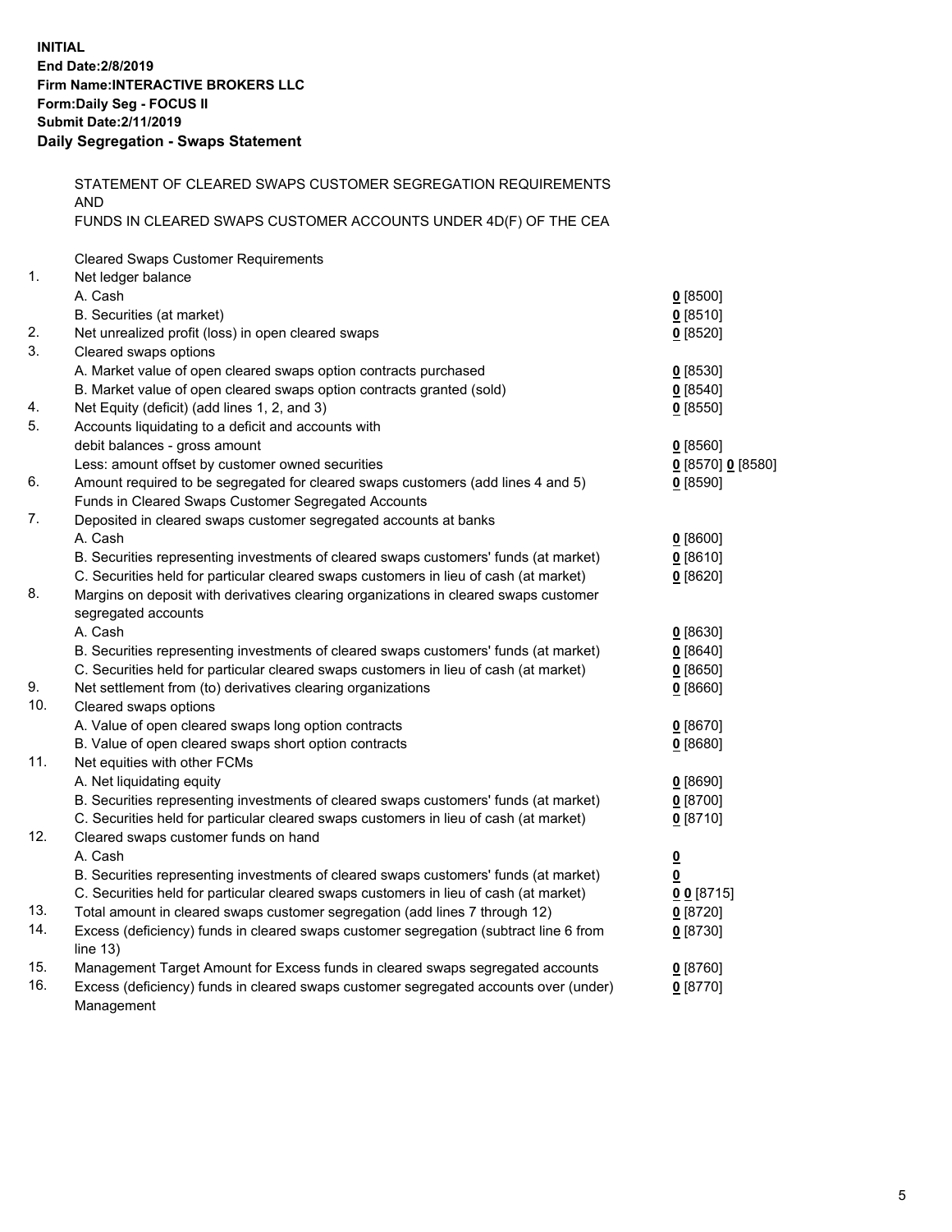**INITIAL**
**End Date:2/8/2019**
**Firm Name:INTERACTIVE BROKERS LLC**
**Form:Daily Seg - FOCUS II**
**Submit Date:2/11/2019**
**Daily Segregation - Swaps Statement**

STATEMENT OF CLEARED SWAPS CUSTOMER SEGREGATION REQUIREMENTS AND FUNDS IN CLEARED SWAPS CUSTOMER ACCOUNTS UNDER 4D(F) OF THE CEA

| | | |
|---|---|---|
| | Cleared Swaps Customer Requirements | |
| 1. | Net ledger balance | |
| | A. Cash | 0 [8500] |
| | B. Securities (at market) | 0 [8510] |
| 2. | Net unrealized profit (loss) in open cleared swaps | 0 [8520] |
| 3. | Cleared swaps options | |
| | A. Market value of open cleared swaps option contracts purchased | 0 [8530] |
| | B. Market value of open cleared swaps option contracts granted (sold) | 0 [8540] |
| 4. | Net Equity (deficit) (add lines 1, 2, and 3) | 0 [8550] |
| 5. | Accounts liquidating to a deficit and accounts with debit balances - gross amount | 0 [8560] |
| | Less: amount offset by customer owned securities | 0 [8570] 0 [8580] |
| 6. | Amount required to be segregated for cleared swaps customers (add lines 4 and 5) | 0 [8590] |
| | Funds in Cleared Swaps Customer Segregated Accounts | |
| 7. | Deposited in cleared swaps customer segregated accounts at banks | |
| | A. Cash | 0 [8600] |
| | B. Securities representing investments of cleared swaps customers' funds (at market) | 0 [8610] |
| | C. Securities held for particular cleared swaps customers in lieu of cash (at market) | 0 [8620] |
| 8. | Margins on deposit with derivatives clearing organizations in cleared swaps customer segregated accounts | |
| | A. Cash | 0 [8630] |
| | B. Securities representing investments of cleared swaps customers' funds (at market) | 0 [8640] |
| | C. Securities held for particular cleared swaps customers in lieu of cash (at market) | 0 [8650] |
| 9. | Net settlement from (to) derivatives clearing organizations | 0 [8660] |
| 10. | Cleared swaps options | |
| | A. Value of open cleared swaps long option contracts | 0 [8670] |
| | B. Value of open cleared swaps short option contracts | 0 [8680] |
| 11. | Net equities with other FCMs | |
| | A. Net liquidating equity | 0 [8690] |
| | B. Securities representing investments of cleared swaps customers' funds (at market) | 0 [8700] |
| | C. Securities held for particular cleared swaps customers in lieu of cash (at market) | 0 [8710] |
| 12. | Cleared swaps customer funds on hand | |
| | A. Cash | 0 |
| | B. Securities representing investments of cleared swaps customers' funds (at market) | 0 |
| | C. Securities held for particular cleared swaps customers in lieu of cash (at market) | 0 0 [8715] |
| 13. | Total amount in cleared swaps customer segregation (add lines 7 through 12) | 0 [8720] |
| 14. | Excess (deficiency) funds in cleared swaps customer segregation (subtract line 6 from line 13) | 0 [8730] |
| 15. | Management Target Amount for Excess funds in cleared swaps segregated accounts | 0 [8760] |
| 16. | Excess (deficiency) funds in cleared swaps customer segregated accounts over (under) Management | 0 [8770] |